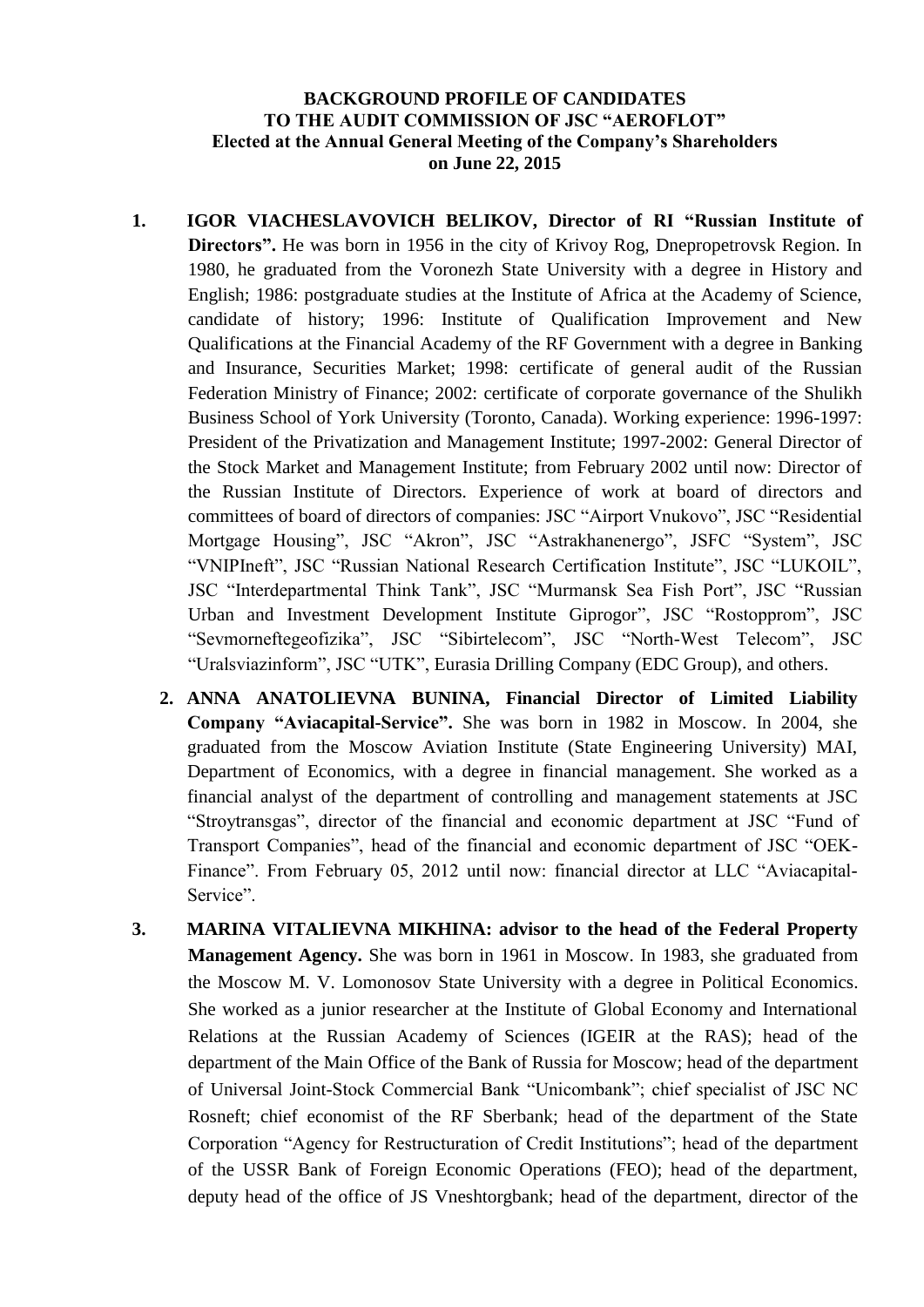**BACKGROUND PROFILE OF CANDIDATES**
**TO THE AUDIT COMMISSION OF JSC "AEROFLOT"**
**Elected at the Annual General Meeting of the Company's Shareholders**
**on June 22, 2015**

1. **IGOR VIACHESLAVOVICH BELIKOV, Director of RI "Russian Institute of Directors".** He was born in 1956 in the city of Krivoy Rog, Dnepropetrovsk Region. In 1980, he graduated from the Voronezh State University with a degree in History and English; 1986: postgraduate studies at the Institute of Africa at the Academy of Science, candidate of history; 1996: Institute of Qualification Improvement and New Qualifications at the Financial Academy of the RF Government with a degree in Banking and Insurance, Securities Market; 1998: certificate of general audit of the Russian Federation Ministry of Finance; 2002: certificate of corporate governance of the Shulikh Business School of York University (Toronto, Canada). Working experience: 1996-1997: President of the Privatization and Management Institute; 1997-2002: General Director of the Stock Market and Management Institute; from February 2002 until now: Director of the Russian Institute of Directors. Experience of work at board of directors and committees of board of directors of companies: JSC "Airport Vnukovo", JSC "Residential Mortgage Housing", JSC "Akron", JSC "Astrakhanenergo", JSFC "System", JSC "VNIPIneft", JSC "Russian National Research Certification Institute", JSC "LUKOIL", JSC "Interdepartmental Think Tank", JSC "Murmansk Sea Fish Port", JSC "Russian Urban and Investment Development Institute Giprogor", JSC "Rostopprom", JSC "Sevmorneftegeofizika", JSC "Sibirtelecom", JSC "North-West Telecom", JSC "Uralsviazinform", JSC "UTK", Eurasia Drilling Company (EDC Group), and others.

2. **ANNA ANATOLIEVNA BUNINA, Financial Director of Limited Liability Company "Aviacapital-Service".** She was born in 1982 in Moscow. In 2004, she graduated from the Moscow Aviation Institute (State Engineering University) MAI, Department of Economics, with a degree in financial management. She worked as a financial analyst of the department of controlling and management statements at JSC "Stroytransgas", director of the financial and economic department at JSC "Fund of Transport Companies", head of the financial and economic department of JSC "OEK-Finance". From February 05, 2012 until now: financial director at LLC "Aviacapital-Service".

3. **MARINA VITALIEVNA MIKHINA: advisor to the head of the Federal Property Management Agency.** She was born in 1961 in Moscow. In 1983, she graduated from the Moscow M. V. Lomonosov State University with a degree in Political Economics. She worked as a junior researcher at the Institute of Global Economy and International Relations at the Russian Academy of Sciences (IGEIR at the RAS); head of the department of the Main Office of the Bank of Russia for Moscow; head of the department of Universal Joint-Stock Commercial Bank "Unicombank"; chief specialist of JSC NC Rosneft; chief economist of the RF Sberbank; head of the department of the State Corporation "Agency for Restructuration of Credit Institutions"; head of the department of the USSR Bank of Foreign Economic Operations (FEO); head of the department, deputy head of the office of JS Vneshtorgbank; head of the department, director of the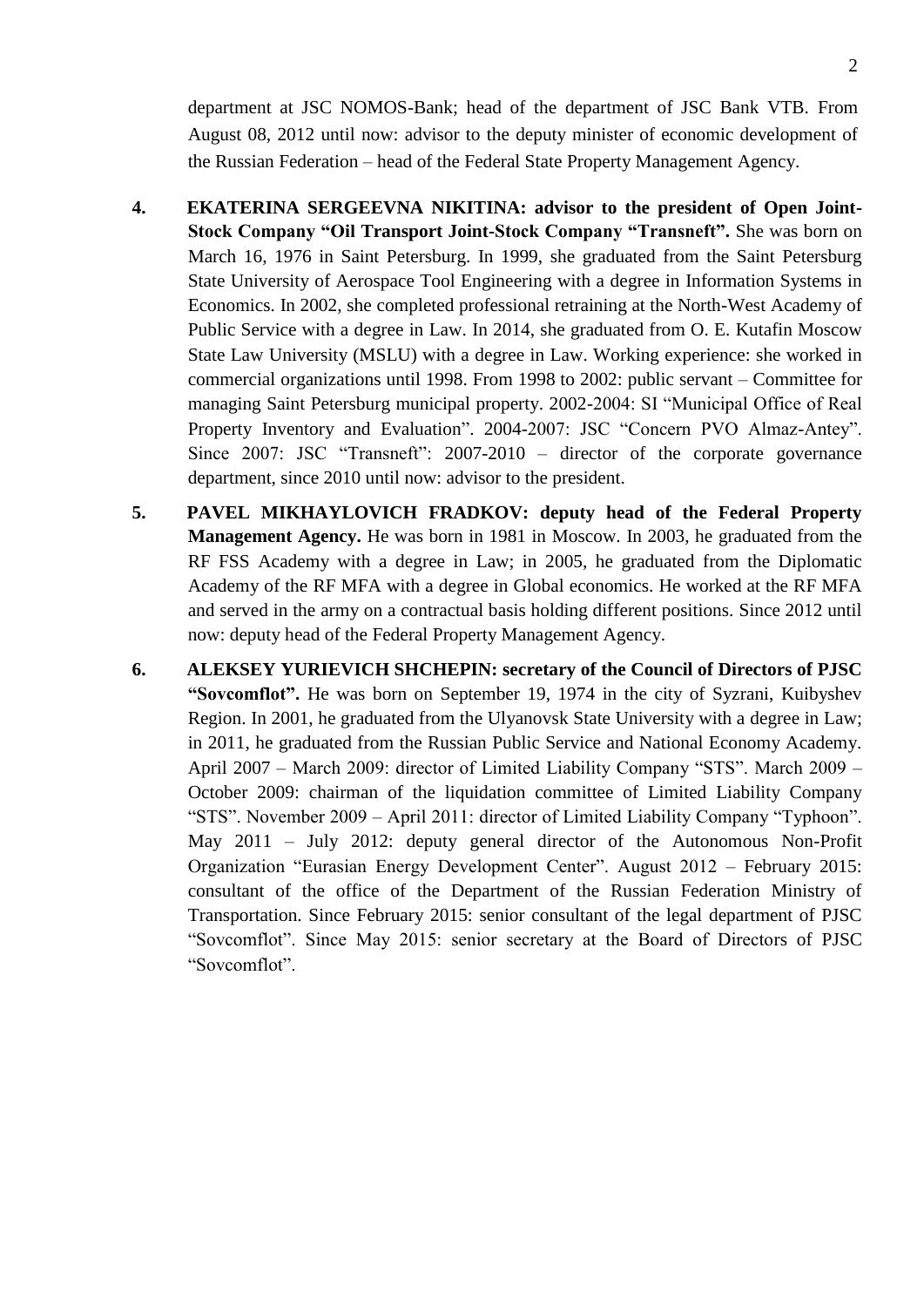department at JSC NOMOS-Bank; head of the department of JSC Bank VTB. From August 08, 2012 until now: advisor to the deputy minister of economic development of the Russian Federation – head of the Federal State Property Management Agency.

4. **EKATERINA SERGEEVNA NIKITINA: advisor to the president of Open Joint-Stock Company "Oil Transport Joint-Stock Company "Transneft".** She was born on March 16, 1976 in Saint Petersburg. In 1999, she graduated from the Saint Petersburg State University of Aerospace Tool Engineering with a degree in Information Systems in Economics. In 2002, she completed professional retraining at the North-West Academy of Public Service with a degree in Law. In 2014, she graduated from O. E. Kutafin Moscow State Law University (MSLU) with a degree in Law. Working experience: she worked in commercial organizations until 1998. From 1998 to 2002: public servant – Committee for managing Saint Petersburg municipal property. 2002-2004: SI "Municipal Office of Real Property Inventory and Evaluation". 2004-2007: JSC "Concern PVO Almaz-Antey". Since 2007: JSC "Transneft": 2007-2010 – director of the corporate governance department, since 2010 until now: advisor to the president.

5. **PAVEL MIKHAYLOVICH FRADKOV: deputy head of the Federal Property Management Agency.** He was born in 1981 in Moscow. In 2003, he graduated from the RF FSS Academy with a degree in Law; in 2005, he graduated from the Diplomatic Academy of the RF MFA with a degree in Global economics. He worked at the RF MFA and served in the army on a contractual basis holding different positions. Since 2012 until now: deputy head of the Federal Property Management Agency.

6. **ALEKSEY YURIEVICH SHCHEPIN: secretary of the Council of Directors of PJSC "Sovcomflot".** He was born on September 19, 1974 in the city of Syzrani, Kuibyshev Region. In 2001, he graduated from the Ulyanovsk State University with a degree in Law; in 2011, he graduated from the Russian Public Service and National Economy Academy. April 2007 – March 2009: director of Limited Liability Company "STS". March 2009 – October 2009: chairman of the liquidation committee of Limited Liability Company "STS". November 2009 – April 2011: director of Limited Liability Company "Typhoon". May 2011 – July 2012: deputy general director of the Autonomous Non-Profit Organization "Eurasian Energy Development Center". August 2012 – February 2015: consultant of the office of the Department of the Russian Federation Ministry of Transportation. Since February 2015: senior consultant of the legal department of PJSC "Sovcomflot". Since May 2015: senior secretary at the Board of Directors of PJSC "Sovcomflot".